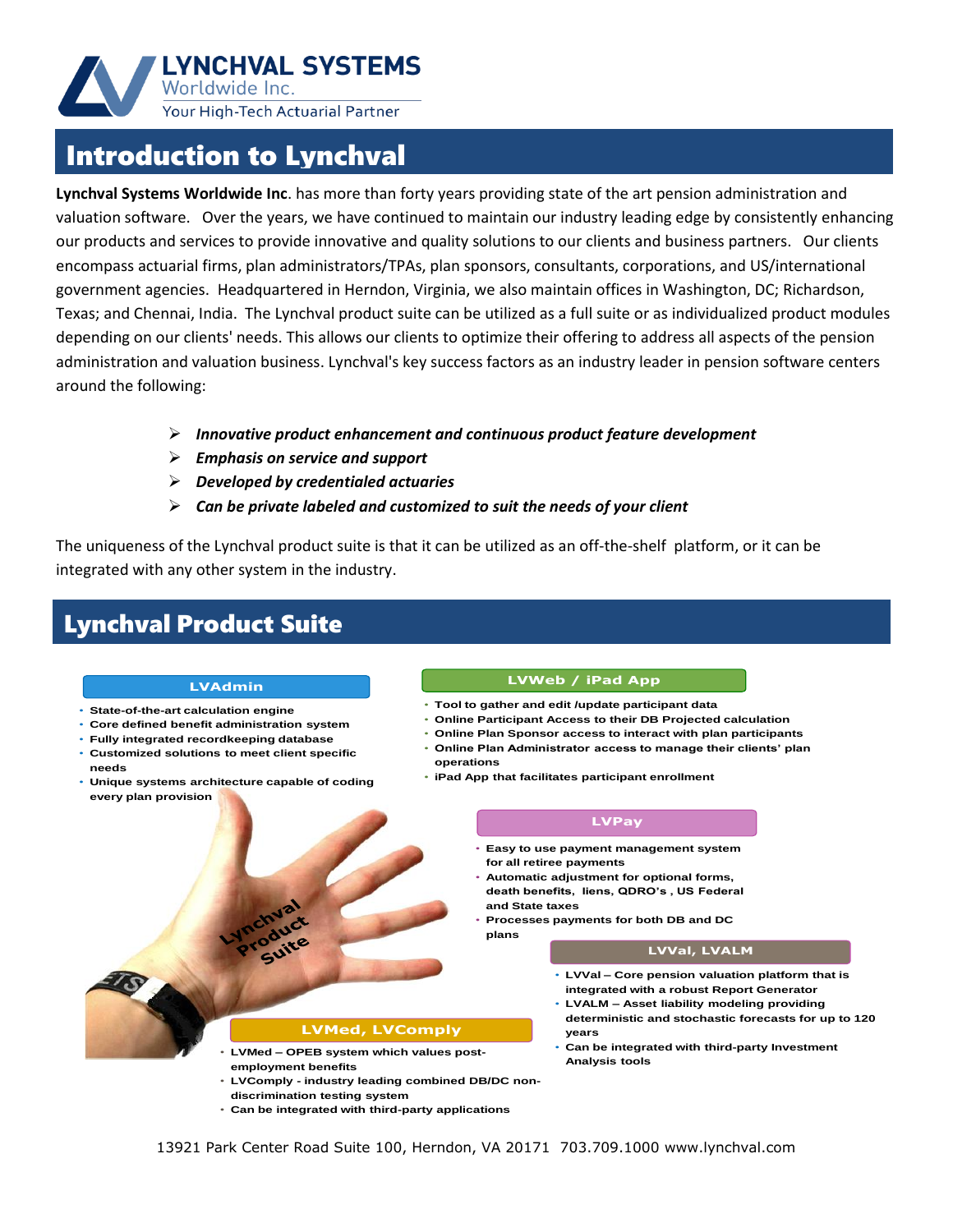**LYNCHVAL SYSTEMS**
Worldwide Inc.
Your High-Tech Actuarial Partner

# Introduction to Lynchval

**Lynchval Systems Worldwide Inc**. has more than forty years providing state of the art pension administration and valuation software. Over the years, we have continued to maintain our industry leading edge by consistently enhancing our products and services to provide innovative and quality solutions to our clients and business partners. Our clients encompass actuarial firms, plan administrators/TPAs, plan sponsors, consultants, corporations, and US/international government agencies. Headquartered in Herndon, Virginia, we also maintain offices in Washington, DC; Richardson, Texas; and Chennai, India. The Lynchval product suite can be utilized as a full suite or as individualized product modules depending on our clients' needs. This allows our clients to optimize their offering to address all aspects of the pension administration and valuation business. Lynchval's key success factors as an industry leader in pension software centers around the following:

- ***Innovative product enhancement and continuous product feature development***
- ***Emphasis on service and support***
- ***Developed by credentialed actuaries***
- ***Can be private labeled and customized to suit the needs of your client***

The uniqueness of the Lynchval product suite is that it can be utilized as an off-the-shelf platform, or it can be integrated with any other system in the industry.

# Lynchval Product Suite

Lynchval Product Suite

### LVAdmin

- State-of-the-art calculation engine
- Core defined benefit administration system
- Fully integrated recordkeeping database
- Customized solutions to meet client specific needs
- Unique systems architecture capable of coding every plan provision

### LVWeb / iPad App

- Tool to gather and edit /update participant data
- Online Participant Access to their DB Projected calculation
- Online Plan Sponsor access to interact with plan participants
- Online Plan Administrator access to manage their clients' plan operations
- iPad App that facilitates participant enrollment

### LVPay

- Easy to use payment management system for all retiree payments
- Automatic adjustment for optional forms, death benefits, liens, QDRO's , US Federal and State taxes
- Processes payments for both DB and DC plans

### LVVal, LVALM

- LVVal – Core pension valuation platform that is integrated with a robust Report Generator
- LVALM – Asset liability modeling providing deterministic and stochastic forecasts for up to 120 years
- Can be integrated with third-party Investment Analysis tools

### LVMed, LVComply

- LVMed – OPEB system which values post-employment benefits
- LVComply - industry leading combined DB/DC non-discrimination testing system
- Can be integrated with third-party applications

13921 Park Center Road Suite 100, Herndon, VA 20171 703.709.1000 www.lynchval.com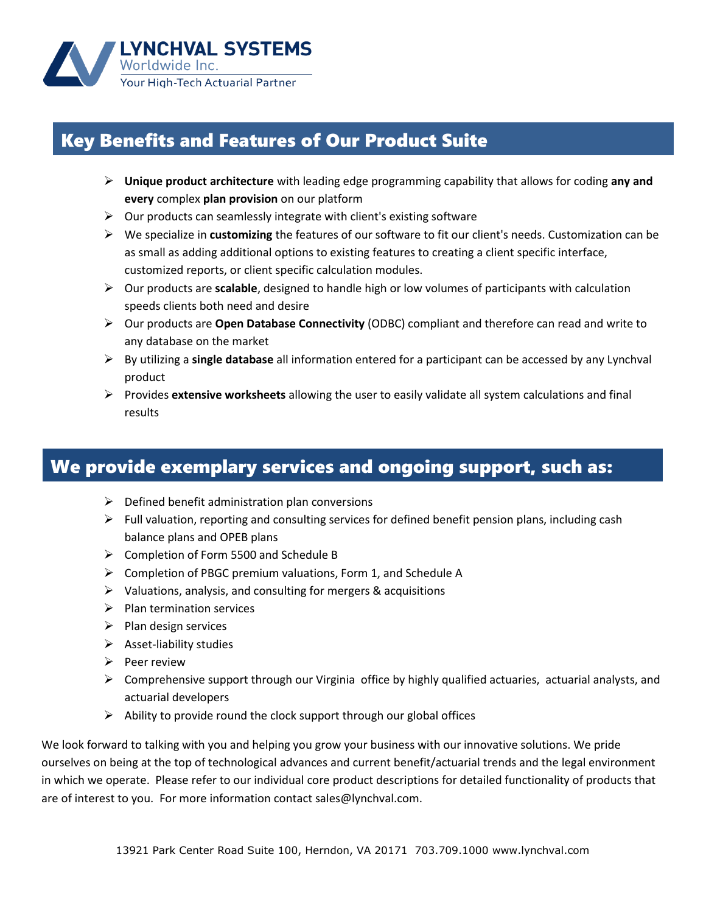**LYNCHVAL SYSTEMS**
Worldwide Inc.
Your High-Tech Actuarial Partner

## Key Benefits and Features of Our Product Suite

- **Unique product architecture** with leading edge programming capability that allows for coding **any and every** complex **plan provision** on our platform
- Our products can seamlessly integrate with client's existing software
- We specialize in **customizing** the features of our software to fit our client's needs. Customization can be as small as adding additional options to existing features to creating a client specific interface, customized reports, or client specific calculation modules.
- Our products are **scalable**, designed to handle high or low volumes of participants with calculation speeds clients both need and desire
- Our products are **Open Database Connectivity** (ODBC) compliant and therefore can read and write to any database on the market
- By utilizing a **single database** all information entered for a participant can be accessed by any Lynchval product
- Provides **extensive worksheets** allowing the user to easily validate all system calculations and final results

## We provide exemplary services and ongoing support, such as:

- Defined benefit administration plan conversions
- Full valuation, reporting and consulting services for defined benefit pension plans, including cash balance plans and OPEB plans
- Completion of Form 5500 and Schedule B
- Completion of PBGC premium valuations, Form 1, and Schedule A
- Valuations, analysis, and consulting for mergers & acquisitions
- Plan termination services
- Plan design services
- Asset-liability studies
- Peer review
- Comprehensive support through our Virginia office by highly qualified actuaries, actuarial analysts, and actuarial developers
- Ability to provide round the clock support through our global offices

We look forward to talking with you and helping you grow your business with our innovative solutions. We pride ourselves on being at the top of technological advances and current benefit/actuarial trends and the legal environment in which we operate. Please refer to our individual core product descriptions for detailed functionality of products that are of interest to you. For more information contact sales@lynchval.com.

13921 Park Center Road Suite 100, Herndon, VA 20171 703.709.1000 www.lynchval.com